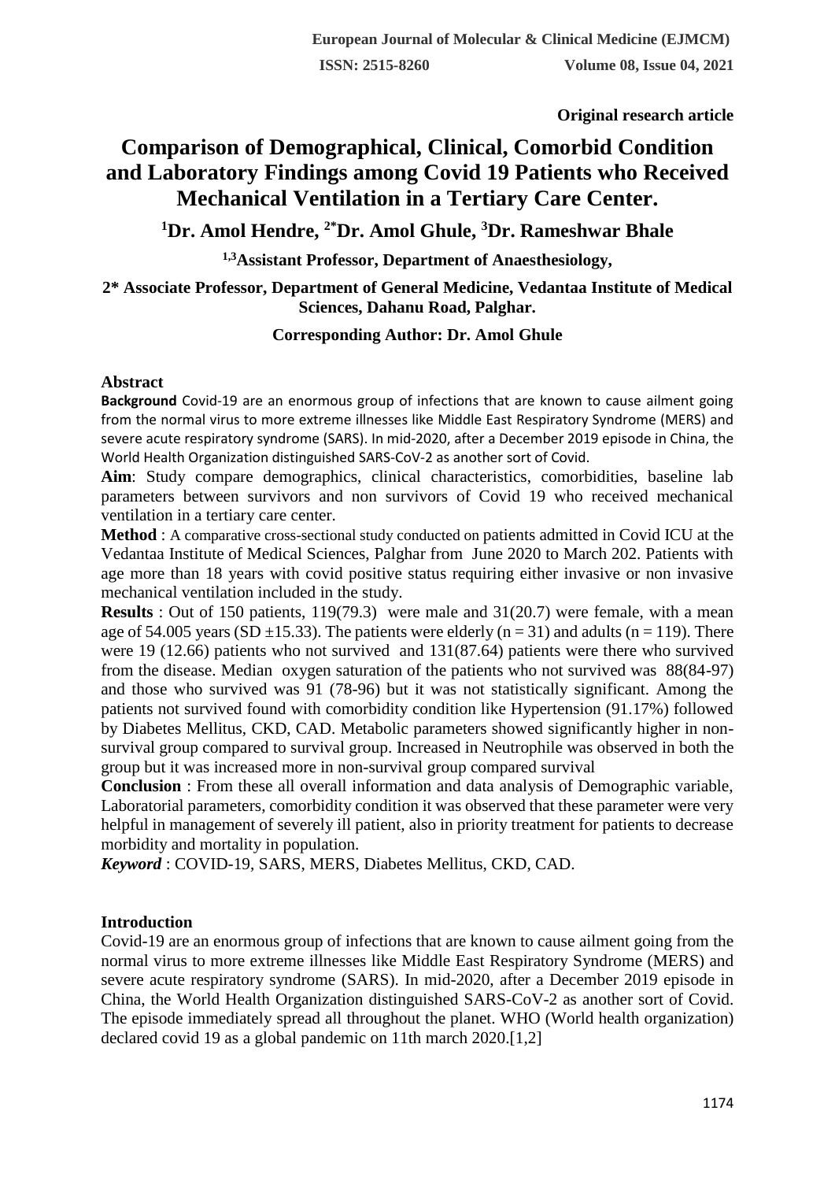**Original research article**

# Comparison of Demographical, Clinical, Comorbid Condition and Laboratory Findings among Covid 19 Patients who Received Mechanical Ventilation in a Tertiary Care Center.

**[1]Dr. Amol Hendre, [2*]Dr. Amol Ghule, [3]Dr. Rameshwar Bhale**

**[1,3]Assistant Professor, Department of Anaesthesiology,**

**2* Associate Professor, Department of General Medicine, Vedantaa Institute of Medical Sciences, Dahanu Road, Palghar.**

**Corresponding Author: Dr. Amol Ghule**

## Abstract

**Background** Covid-19 are an enormous group of infections that are known to cause ailment going from the normal virus to more extreme illnesses like Middle East Respiratory Syndrome (MERS) and severe acute respiratory syndrome (SARS). In mid-2020, after a December 2019 episode in China, the World Health Organization distinguished SARS-CoV-2 as another sort of Covid.

**Aim**: Study compare demographics, clinical characteristics, comorbidities, baseline lab parameters between survivors and non survivors of Covid 19 who received mechanical ventilation in a tertiary care center.

**Method** : A comparative cross-sectional study conducted on patients admitted in Covid ICU at the Vedantaa Institute of Medical Sciences, Palghar from June 2020 to March 202. Patients with age more than 18 years with covid positive status requiring either invasive or non invasive mechanical ventilation included in the study.

**Results** : Out of 150 patients, 119(79.3) were male and 31(20.7) were female, with a mean age of 54.005 years (SD ±15.33). The patients were elderly (n = 31) and adults (n = 119). There were 19 (12.66) patients who not survived and 131(87.64) patients were there who survived from the disease. Median oxygen saturation of the patients who not survived was 88(84-97) and those who survived was 91 (78-96) but it was not statistically significant. Among the patients not survived found with comorbidity condition like Hypertension (91.17%) followed by Diabetes Mellitus, CKD, CAD. Metabolic parameters showed significantly higher in non-survival group compared to survival group. Increased in Neutrophile was observed in both the group but it was increased more in non-survival group compared survival

**Conclusion** : From these all overall information and data analysis of Demographic variable, Laboratorial parameters, comorbidity condition it was observed that these parameter were very helpful in management of severely ill patient, also in priority treatment for patients to decrease morbidity and mortality in population.

***Keyword*** : COVID-19, SARS, MERS, Diabetes Mellitus, CKD, CAD.

## Introduction

Covid-19 are an enormous group of infections that are known to cause ailment going from the normal virus to more extreme illnesses like Middle East Respiratory Syndrome (MERS) and severe acute respiratory syndrome (SARS). In mid-2020, after a December 2019 episode in China, the World Health Organization distinguished SARS-CoV-2 as another sort of Covid. The episode immediately spread all throughout the planet. WHO (World health organization) declared covid 19 as a global pandemic on 11th march 2020.[1,2]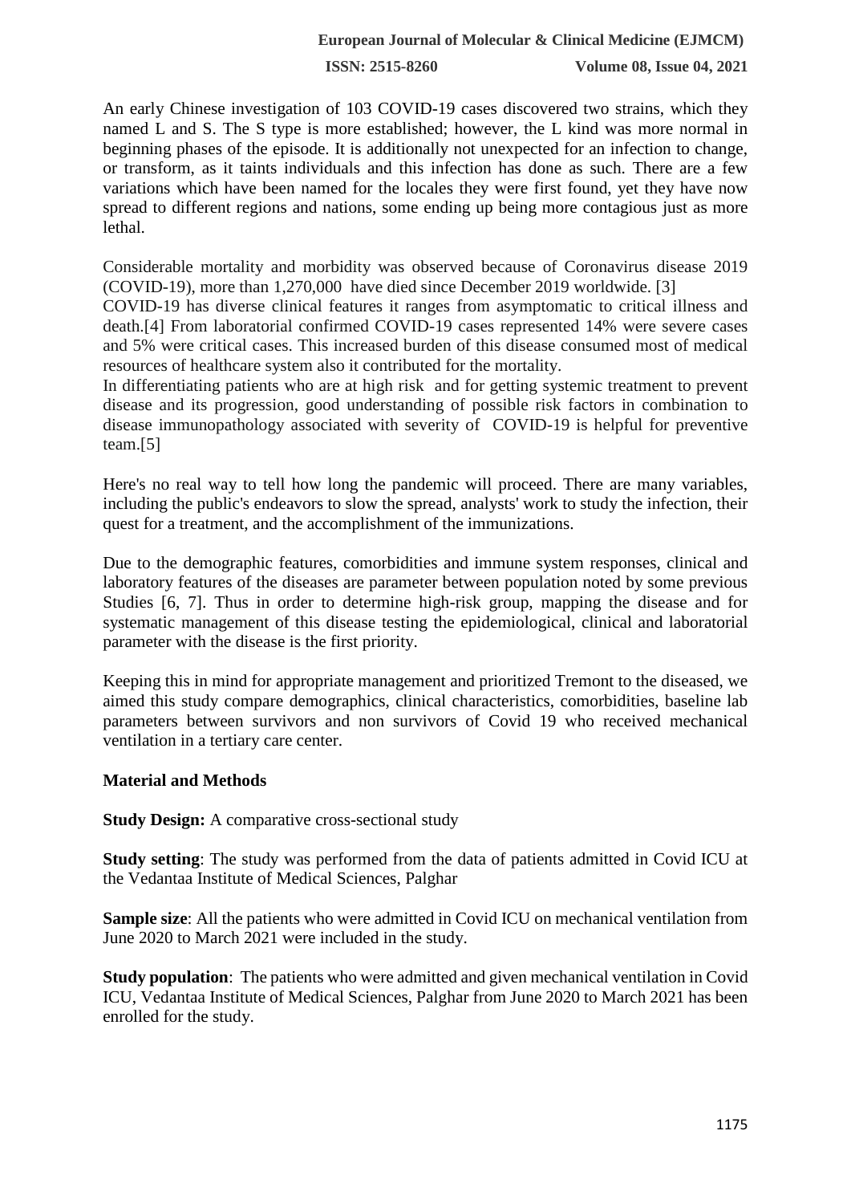An early Chinese investigation of 103 COVID-19 cases discovered two strains, which they named L and S. The S type is more established; however, the L kind was more normal in beginning phases of the episode. It is additionally not unexpected for an infection to change, or transform, as it taints individuals and this infection has done as such. There are a few variations which have been named for the locales they were first found, yet they have now spread to different regions and nations, some ending up being more contagious just as more lethal.

Considerable mortality and morbidity was observed because of Coronavirus disease 2019 (COVID-19), more than 1,270,000 have died since December 2019 worldwide. [3]

COVID-19 has diverse clinical features it ranges from asymptomatic to critical illness and death.[4] From laboratorial confirmed COVID-19 cases represented 14% were severe cases and 5% were critical cases. This increased burden of this disease consumed most of medical resources of healthcare system also it contributed for the mortality.

In differentiating patients who are at high risk and for getting systemic treatment to prevent disease and its progression, good understanding of possible risk factors in combination to disease immunopathology associated with severity of COVID-19 is helpful for preventive team.[5]

Here's no real way to tell how long the pandemic will proceed. There are many variables, including the public's endeavors to slow the spread, analysts' work to study the infection, their quest for a treatment, and the accomplishment of the immunizations.

Due to the demographic features, comorbidities and immune system responses, clinical and laboratory features of the diseases are parameter between population noted by some previous Studies [6, 7]. Thus in order to determine high-risk group, mapping the disease and for systematic management of this disease testing the epidemiological, clinical and laboratorial parameter with the disease is the first priority.

Keeping this in mind for appropriate management and prioritized Tremont to the diseased, we aimed this study compare demographics, clinical characteristics, comorbidities, baseline lab parameters between survivors and non survivors of Covid 19 who received mechanical ventilation in a tertiary care center.

## Material and Methods

**Study Design:** A comparative cross-sectional study

**Study setting**: The study was performed from the data of patients admitted in Covid ICU at the Vedantaa Institute of Medical Sciences, Palghar

**Sample size**: All the patients who were admitted in Covid ICU on mechanical ventilation from June 2020 to March 2021 were included in the study.

**Study population**: The patients who were admitted and given mechanical ventilation in Covid ICU, Vedantaa Institute of Medical Sciences, Palghar from June 2020 to March 2021 has been enrolled for the study.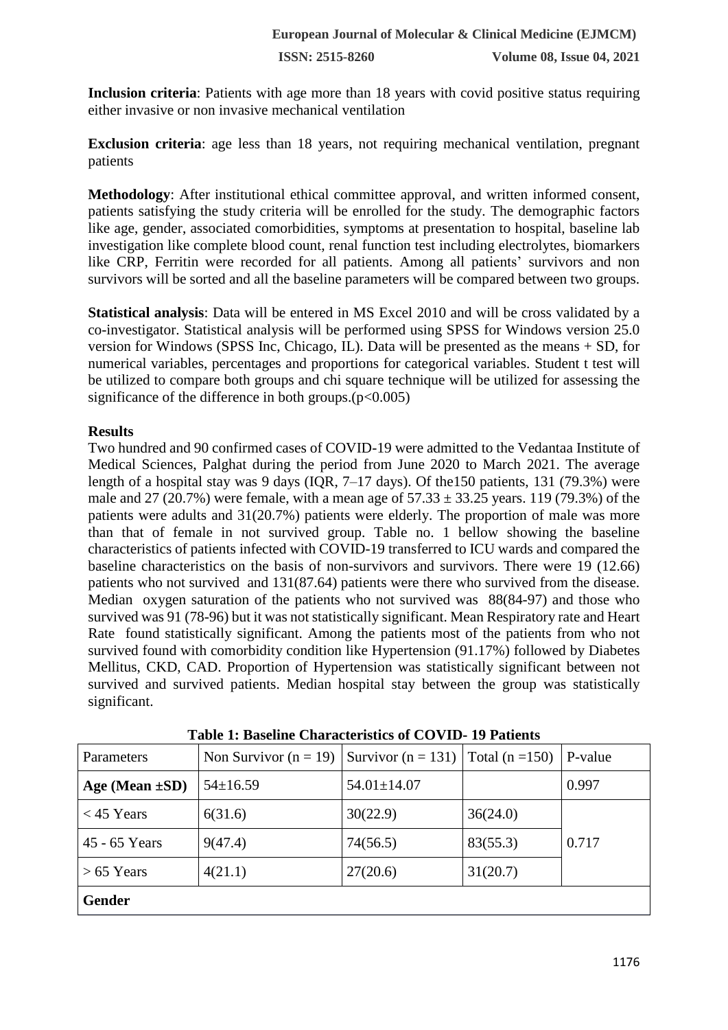**Inclusion criteria**: Patients with age more than 18 years with covid positive status requiring either invasive or non invasive mechanical ventilation

**Exclusion criteria**: age less than 18 years, not requiring mechanical ventilation, pregnant patients

**Methodology**: After institutional ethical committee approval, and written informed consent, patients satisfying the study criteria will be enrolled for the study. The demographic factors like age, gender, associated comorbidities, symptoms at presentation to hospital, baseline lab investigation like complete blood count, renal function test including electrolytes, biomarkers like CRP, Ferritin were recorded for all patients. Among all patients' survivors and non survivors will be sorted and all the baseline parameters will be compared between two groups.

**Statistical analysis**: Data will be entered in MS Excel 2010 and will be cross validated by a co-investigator. Statistical analysis will be performed using SPSS for Windows version 25.0 version for Windows (SPSS Inc, Chicago, IL). Data will be presented as the means + SD, for numerical variables, percentages and proportions for categorical variables. Student t test will be utilized to compare both groups and chi square technique will be utilized for assessing the significance of the difference in both groups.($p<0.005$)

**Results**

Two hundred and 90 confirmed cases of COVID-19 were admitted to the Vedantaa Institute of Medical Sciences, Palghat during the period from June 2020 to March 2021. The average length of a hospital stay was 9 days (IQR, 7–17 days). Of the150 patients, 131 (79.3%) were male and 27 (20.7%) were female, with a mean age of $57.33 \pm 33.25$ years. 119 (79.3%) of the patients were adults and 31(20.7%) patients were elderly. The proportion of male was more than that of female in not survived group. Table no. 1 bellow showing the baseline characteristics of patients infected with COVID-19 transferred to ICU wards and compared the baseline characteristics on the basis of non-survivors and survivors. There were 19 (12.66) patients who not survived and 131(87.64) patients were there who survived from the disease. Median oxygen saturation of the patients who not survived was 88(84-97) and those who survived was 91 (78-96) but it was not statistically significant. Mean Respiratory rate and Heart Rate found statistically significant. Among the patients most of the patients from who not survived found with comorbidity condition like Hypertension (91.17%) followed by Diabetes Mellitus, CKD, CAD. Proportion of Hypertension was statistically significant between not survived and survived patients. Median hospital stay between the group was statistically significant.

**Table 1: Baseline Characteristics of COVID- 19 Patients**

| Parameters | Non Survivor (n = 19) | Survivor (n = 131) | Total (n =150) | P-value |
|---|---|---|---|---|
| **Age (Mean ±SD)** | 54±16.59 | 54.01±14.07 | | 0.997 |
| < 45 Years | 6(31.6) | 30(22.9) | 36(24.0) | 0.717 |
| 45 - 65 Years | 9(47.4) | 74(56.5) | 83(55.3) | |
| > 65 Years | 4(21.1) | 27(20.6) | 31(20.7) | |
| **Gender** | | | | |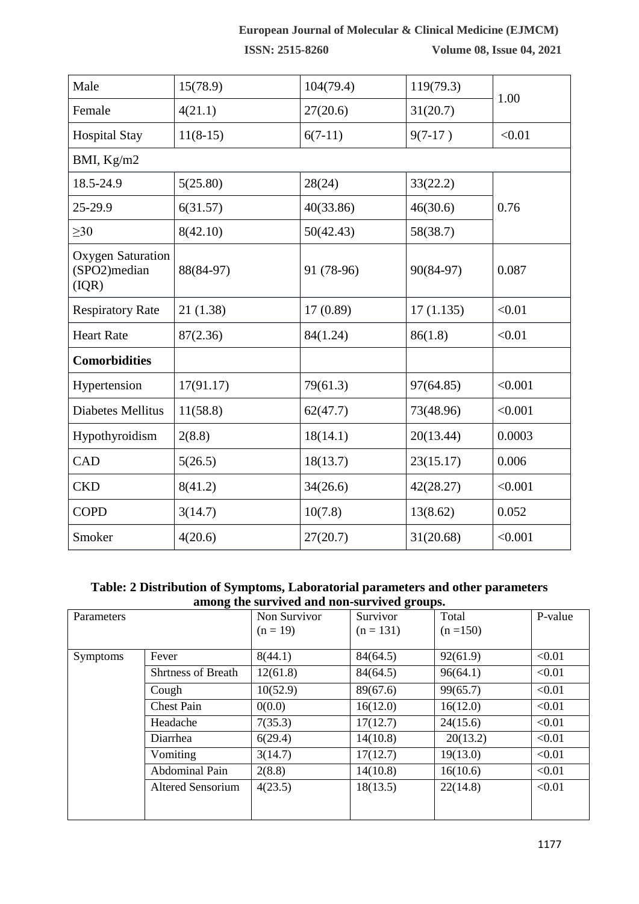| Male | 15(78.9) | 104(79.4) | 119(79.3) | 1.00 |
|---|---|---|---|---|
| Female | 4(21.1) | 27(20.6) | 31(20.7) | |
| Hospital Stay | 11(8-15) | 6(7-11) | 9(7-17 ) | <0.01 |
| BMI, Kg/m2 | | | | |
| 18.5-24.9 | 5(25.80) | 28(24) | 33(22.2) | 0.76 |
| 25-29.9 | 6(31.57) | 40(33.86) | 46(30.6) | |
| ≥30 | 8(42.10) | 50(42.43) | 58(38.7) | |
| Oxygen Saturation (SPO2)median (IQR) | 88(84-97) | 91 (78-96) | 90(84-97) | 0.087 |
| Respiratory Rate | 21 (1.38) | 17 (0.89) | 17 (1.135) | <0.01 |
| Heart Rate | 87(2.36) | 84(1.24) | 86(1.8) | <0.01 |
| **Comorbidities** | | | | |
| Hypertension | 17(91.17) | 79(61.3) | 97(64.85) | <0.001 |
| Diabetes Mellitus | 11(58.8) | 62(47.7) | 73(48.96) | <0.001 |
| Hypothyroidism | 2(8.8) | 18(14.1) | 20(13.44) | 0.0003 |
| CAD | 5(26.5) | 18(13.7) | 23(15.17) | 0.006 |
| CKD | 8(41.2) | 34(26.6) | 42(28.27) | <0.001 |
| COPD | 3(14.7) | 10(7.8) | 13(8.62) | 0.052 |
| Smoker | 4(20.6) | 27(20.7) | 31(20.68) | <0.001 |

**Table: 2 Distribution of Symptoms, Laboratorial parameters and other parameters among the survived and non-survived groups.**

| Parameters | | Non Survivor (n = 19) | Survivor (n = 131) | Total (n =150) | P-value |
|---|---|---|---|---|---|
| Symptoms | Fever | 8(44.1) | 84(64.5) | 92(61.9) | <0.01 |
| | Shrtness of Breath | 12(61.8) | 84(64.5) | 96(64.1) | <0.01 |
| | Cough | 10(52.9) | 89(67.6) | 99(65.7) | <0.01 |
| | Chest Pain | 0(0.0) | 16(12.0) | 16(12.0) | <0.01 |
| | Headache | 7(35.3) | 17(12.7) | 24(15.6) | <0.01 |
| | Diarrhea | 6(29.4) | 14(10.8) | 20(13.2) | <0.01 |
| | Vomiting | 3(14.7) | 17(12.7) | 19(13.0) | <0.01 |
| | Abdominal Pain | 2(8.8) | 14(10.8) | 16(10.6) | <0.01 |
| | Altered Sensorium | 4(23.5) | 18(13.5) | 22(14.8) | <0.01 |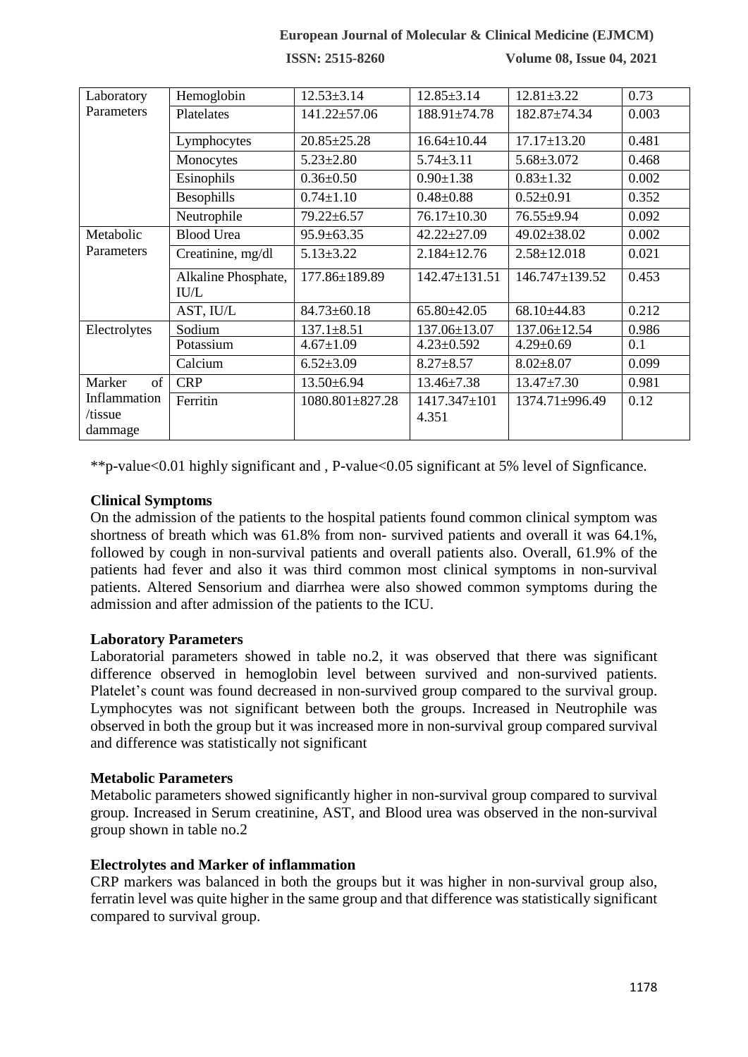| Laboratory Parameters | Hemoglobin | 12.53±3.14 | 12.85±3.14 | 12.81±3.22 | 0.73 |
|---|---|---|---|---|---|
| | Platelates | 141.22±57.06 | 188.91±74.78 | 182.87±74.34 | 0.003 |
| | Lymphocytes | 20.85±25.28 | 16.64±10.44 | 17.17±13.20 | 0.481 |
| | Monocytes | 5.23±2.80 | 5.74±3.11 | 5.68±3.072 | 0.468 |
| | Esinophils | 0.36±0.50 | 0.90±1.38 | 0.83±1.32 | 0.002 |
| | Besophills | 0.74±1.10 | 0.48±0.88 | 0.52±0.91 | 0.352 |
| | Neutrophile | 79.22±6.57 | 76.17±10.30 | 76.55±9.94 | 0.092 |
| Metabolic Parameters | Blood Urea | 95.9±63.35 | 42.22±27.09 | 49.02±38.02 | 0.002 |
| | Creatinine, mg/dl | 5.13±3.22 | 2.184±12.76 | 2.58±12.018 | 0.021 |
| | Alkaline Phosphate, IU/L | 177.86±189.89 | 142.47±131.51 | 146.747±139.52 | 0.453 |
| | AST, IU/L | 84.73±60.18 | 65.80±42.05 | 68.10±44.83 | 0.212 |
| Electrolytes | Sodium | 137.1±8.51 | 137.06±13.07 | 137.06±12.54 | 0.986 |
| | Potassium | 4.67±1.09 | 4.23±0.592 | 4.29±0.69 | 0.1 |
| | Calcium | 6.52±3.09 | 8.27±8.57 | 8.02±8.07 | 0.099 |
| Marker of Inflammation /tissue dammage | CRP | 13.50±6.94 | 13.46±7.38 | 13.47±7.30 | 0.981 |
| | Ferritin | 1080.801±827.28 | 1417.347±101 4.351 | 1374.71±996.49 | 0.12 |

**p-value<0.01 highly significant and , P-value<0.05 significant at 5% level of Signficance.

### Clinical Symptoms

On the admission of the patients to the hospital patients found common clinical symptom was shortness of breath which was 61.8% from non- survived patients and overall it was 64.1%, followed by cough in non-survival patients and overall patients also. Overall, 61.9% of the patients had fever and also it was third common most clinical symptoms in non-survival patients. Altered Sensorium and diarrhea were also showed common symptoms during the admission and after admission of the patients to the ICU.

### Laboratory Parameters

Laboratorial parameters showed in table no.2, it was observed that there was significant difference observed in hemoglobin level between survived and non-survived patients. Platelet's count was found decreased in non-survived group compared to the survival group. Lymphocytes was not significant between both the groups. Increased in Neutrophile was observed in both the group but it was increased more in non-survival group compared survival and difference was statistically not significant

### Metabolic Parameters

Metabolic parameters showed significantly higher in non-survival group compared to survival group. Increased in Serum creatinine, AST, and Blood urea was observed in the non-survival group shown in table no.2

### Electrolytes and Marker of inflammation

CRP markers was balanced in both the groups but it was higher in non-survival group also, ferratin level was quite higher in the same group and that difference was statistically significant compared to survival group.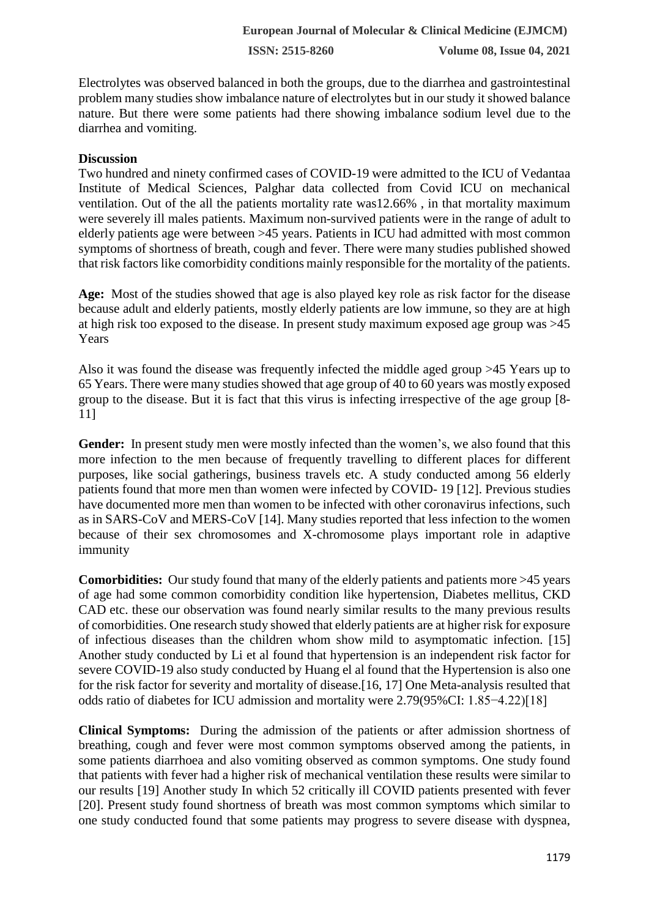Electrolytes was observed balanced in both the groups, due to the diarrhea and gastrointestinal problem many studies show imbalance nature of electrolytes but in our study it showed balance nature. But there were some patients had there showing imbalance sodium level due to the diarrhea and vomiting.

## Discussion

Two hundred and ninety confirmed cases of COVID-19 were admitted to the ICU of Vedantaa Institute of Medical Sciences, Palghar data collected from Covid ICU on mechanical ventilation. Out of the all the patients mortality rate was12.66% , in that mortality maximum were severely ill males patients. Maximum non-survived patients were in the range of adult to elderly patients age were between >45 years. Patients in ICU had admitted with most common symptoms of shortness of breath, cough and fever. There were many studies published showed that risk factors like comorbidity conditions mainly responsible for the mortality of the patients.

**Age:** Most of the studies showed that age is also played key role as risk factor for the disease because adult and elderly patients, mostly elderly patients are low immune, so they are at high at high risk too exposed to the disease. In present study maximum exposed age group was >45 Years

Also it was found the disease was frequently infected the middle aged group >45 Years up to 65 Years. There were many studies showed that age group of 40 to 60 years was mostly exposed group to the disease. But it is fact that this virus is infecting irrespective of the age group [8-11]

**Gender:** In present study men were mostly infected than the women's, we also found that this more infection to the men because of frequently travelling to different places for different purposes, like social gatherings, business travels etc. A study conducted among 56 elderly patients found that more men than women were infected by COVID- 19 [12]. Previous studies have documented more men than women to be infected with other coronavirus infections, such as in SARS-CoV and MERS-CoV [14]. Many studies reported that less infection to the women because of their sex chromosomes and X-chromosome plays important role in adaptive immunity

**Comorbidities:** Our study found that many of the elderly patients and patients more >45 years of age had some common comorbidity condition like hypertension, Diabetes mellitus, CKD CAD etc. these our observation was found nearly similar results to the many previous results of comorbidities. One research study showed that elderly patients are at higher risk for exposure of infectious diseases than the children whom show mild to asymptomatic infection. [15] Another study conducted by Li et al found that hypertension is an independent risk factor for severe COVID-19 also study conducted by Huang el al found that the Hypertension is also one for the risk factor for severity and mortality of disease.[16, 17] One Meta-analysis resulted that odds ratio of diabetes for ICU admission and mortality were 2.79(95%CI: 1.85−4.22)[18]

**Clinical Symptoms:** During the admission of the patients or after admission shortness of breathing, cough and fever were most common symptoms observed among the patients, in some patients diarrhoea and also vomiting observed as common symptoms. One study found that patients with fever had a higher risk of mechanical ventilation these results were similar to our results [19] Another study In which 52 critically ill COVID patients presented with fever [20]. Present study found shortness of breath was most common symptoms which similar to one study conducted found that some patients may progress to severe disease with dyspnea,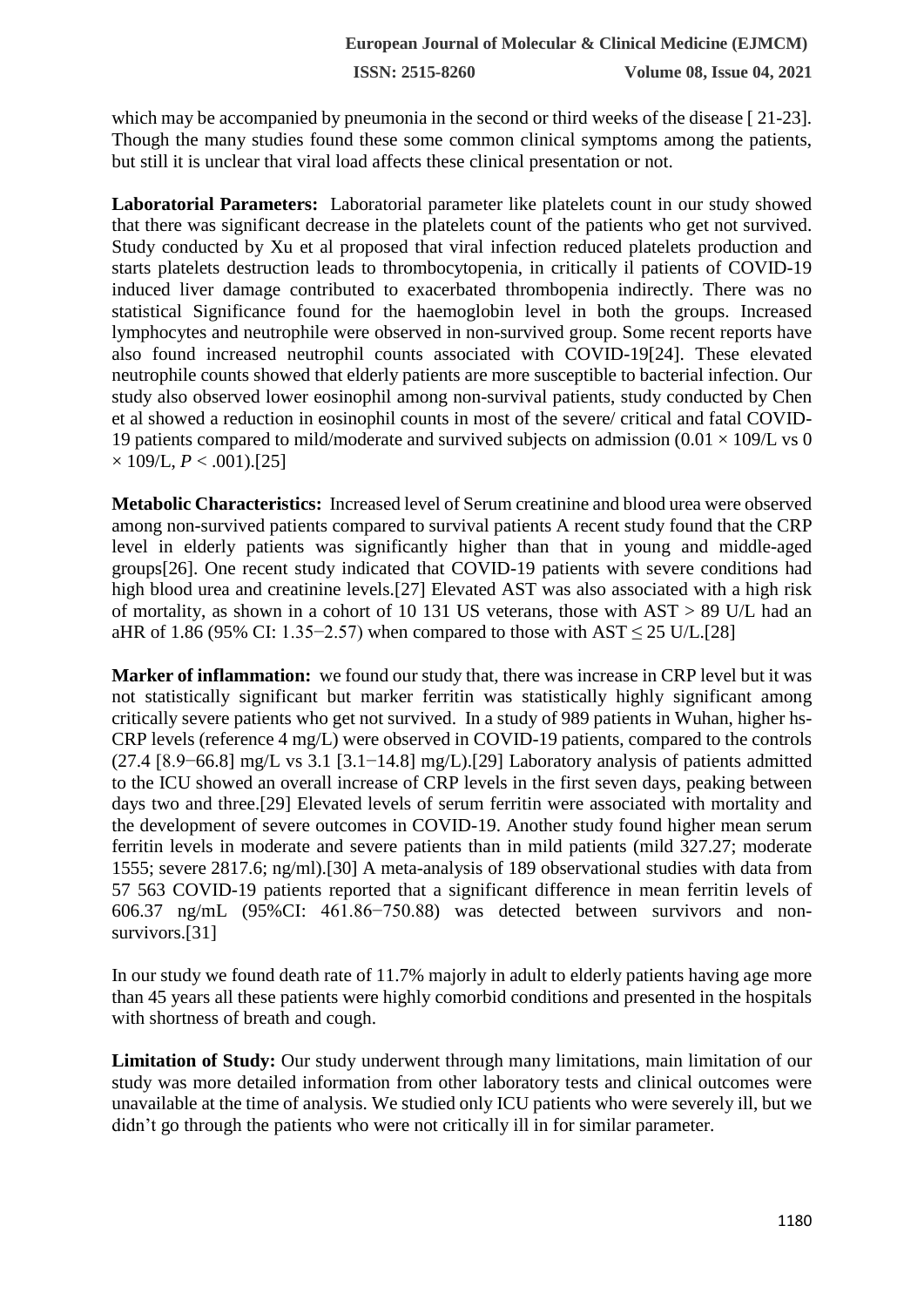which may be accompanied by pneumonia in the second or third weeks of the disease [ 21-23]. Though the many studies found these some common clinical symptoms among the patients, but still it is unclear that viral load affects these clinical presentation or not.

**Laboratorial Parameters:** Laboratorial parameter like platelets count in our study showed that there was significant decrease in the platelets count of the patients who get not survived. Study conducted by Xu et al proposed that viral infection reduced platelets production and starts platelets destruction leads to thrombocytopenia, in critically il patients of COVID-19 induced liver damage contributed to exacerbated thrombopenia indirectly. There was no statistical Significance found for the haemoglobin level in both the groups. Increased lymphocytes and neutrophile were observed in non-survived group. Some recent reports have also found increased neutrophil counts associated with COVID-19[24]. These elevated neutrophile counts showed that elderly patients are more susceptible to bacterial infection. Our study also observed lower eosinophil among non-survival patients, study conducted by Chen et al showed a reduction in eosinophil counts in most of the severe/ critical and fatal COVID-19 patients compared to mild/moderate and survived subjects on admission ($0.01 \times 109/L$ vs $0 \times 109/L$, $P < .001$).[25]

**Metabolic Characteristics:** Increased level of Serum creatinine and blood urea were observed among non-survived patients compared to survival patients A recent study found that the CRP level in elderly patients was significantly higher than that in young and middle-aged groups[26]. One recent study indicated that COVID-19 patients with severe conditions had high blood urea and creatinine levels.[27] Elevated AST was also associated with a high risk of mortality, as shown in a cohort of 10 131 US veterans, those with AST > 89 U/L had an aHR of 1.86 (95% CI: 1.35−2.57) when compared to those with AST ≤ 25 U/L.[28]

**Marker of inflammation:** we found our study that, there was increase in CRP level but it was not statistically significant but marker ferritin was statistically highly significant among critically severe patients who get not survived. In a study of 989 patients in Wuhan, higher hs-CRP levels (reference 4 mg/L) were observed in COVID-19 patients, compared to the controls (27.4 [8.9−66.8] mg/L vs 3.1 [3.1−14.8] mg/L).[29] Laboratory analysis of patients admitted to the ICU showed an overall increase of CRP levels in the first seven days, peaking between days two and three.[29] Elevated levels of serum ferritin were associated with mortality and the development of severe outcomes in COVID-19. Another study found higher mean serum ferritin levels in moderate and severe patients than in mild patients (mild 327.27; moderate 1555; severe 2817.6; ng/ml).[30] A meta-analysis of 189 observational studies with data from 57 563 COVID-19 patients reported that a significant difference in mean ferritin levels of 606.37 ng/mL (95%CI: 461.86−750.88) was detected between survivors and non-survivors.[31]

In our study we found death rate of 11.7% majorly in adult to elderly patients having age more than 45 years all these patients were highly comorbid conditions and presented in the hospitals with shortness of breath and cough.

**Limitation of Study:** Our study underwent through many limitations, main limitation of our study was more detailed information from other laboratory tests and clinical outcomes were unavailable at the time of analysis. We studied only ICU patients who were severely ill, but we didn't go through the patients who were not critically ill in for similar parameter.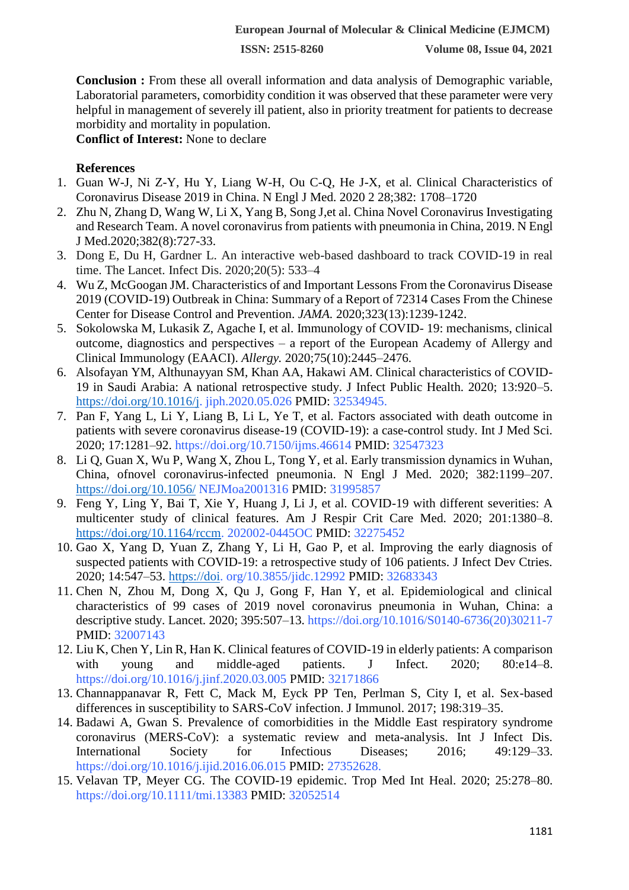**Conclusion :** From these all overall information and data analysis of Demographic variable, Laboratorial parameters, comorbidity condition it was observed that these parameter were very helpful in management of severely ill patient, also in priority treatment for patients to decrease morbidity and mortality in population.

**Conflict of Interest:** None to declare

**References**

1. Guan W-J, Ni Z-Y, Hu Y, Liang W-H, Ou C-Q, He J-X, et al. Clinical Characteristics of Coronavirus Disease 2019 in China. N Engl J Med. 2020 2 28;382: 1708–1720
2. Zhu N, Zhang D, Wang W, Li X, Yang B, Song J,et al. China Novel Coronavirus Investigating and Research Team. A novel coronavirus from patients with pneumonia in China, 2019. N Engl J Med.2020;382(8):727-33.
3. Dong E, Du H, Gardner L. An interactive web-based dashboard to track COVID-19 in real time. The Lancet. Infect Dis. 2020;20(5): 533–4
4. Wu Z, McGoogan JM. Characteristics of and Important Lessons From the Coronavirus Disease 2019 (COVID-19) Outbreak in China: Summary of a Report of 72314 Cases From the Chinese Center for Disease Control and Prevention. *JAMA.* 2020;323(13):1239-1242.
5. Sokolowska M, Lukasik Z, Agache I, et al. Immunology of COVID- 19: mechanisms, clinical outcome, diagnostics and perspectives – a report of the European Academy of Allergy and Clinical Immunology (EAACI). *Allergy.* 2020;75(10):2445–2476.
6. Alsofayan YM, Althunayyan SM, Khan AA, Hakawi AM. Clinical characteristics of COVID-19 in Saudi Arabia: A national retrospective study. J Infect Public Health. 2020; 13:920–5. https://doi.org/10.1016/j. jiph.2020.05.026 PMID: 32534945.
7. Pan F, Yang L, Li Y, Liang B, Li L, Ye T, et al. Factors associated with death outcome in patients with severe coronavirus disease-19 (COVID-19): a case-control study. Int J Med Sci. 2020; 17:1281–92. https://doi.org/10.7150/ijms.46614 PMID: 32547323
8. Li Q, Guan X, Wu P, Wang X, Zhou L, Tong Y, et al. Early transmission dynamics in Wuhan, China, ofnovel coronavirus-infected pneumonia. N Engl J Med. 2020; 382:1199–207. https://doi.org/10.1056/ NEJMoa2001316 PMID: 31995857
9. Feng Y, Ling Y, Bai T, Xie Y, Huang J, Li J, et al. COVID-19 with different severities: A multicenter study of clinical features. Am J Respir Crit Care Med. 2020; 201:1380–8. https://doi.org/10.1164/rccm. 202002-0445OC PMID: 32275452
10. Gao X, Yang D, Yuan Z, Zhang Y, Li H, Gao P, et al. Improving the early diagnosis of suspected patients with COVID-19: a retrospective study of 106 patients. J Infect Dev Ctries. 2020; 14:547–53. https://doi. org/10.3855/jidc.12992 PMID: 32683343
11. Chen N, Zhou M, Dong X, Qu J, Gong F, Han Y, et al. Epidemiological and clinical characteristics of 99 cases of 2019 novel coronavirus pneumonia in Wuhan, China: a descriptive study. Lancet. 2020; 395:507–13. https://doi.org/10.1016/S0140-6736(20)30211-7 PMID: 32007143
12. Liu K, Chen Y, Lin R, Han K. Clinical features of COVID-19 in elderly patients: A comparison with young and middle-aged patients. J Infect. 2020; 80:e14–8. https://doi.org/10.1016/j.jinf.2020.03.005 PMID: 32171866
13. Channappanavar R, Fett C, Mack M, Eyck PP Ten, Perlman S, City I, et al. Sex-based differences in susceptibility to SARS-CoV infection. J Immunol. 2017; 198:319–35.
14. Badawi A, Gwan S. Prevalence of comorbidities in the Middle East respiratory syndrome coronavirus (MERS-CoV): a systematic review and meta-analysis. Int J Infect Dis. International Society for Infectious Diseases; 2016; 49:129–33. https://doi.org/10.1016/j.ijid.2016.06.015 PMID: 27352628.
15. Velavan TP, Meyer CG. The COVID-19 epidemic. Trop Med Int Heal. 2020; 25:278–80. https://doi.org/10.1111/tmi.13383 PMID: 32052514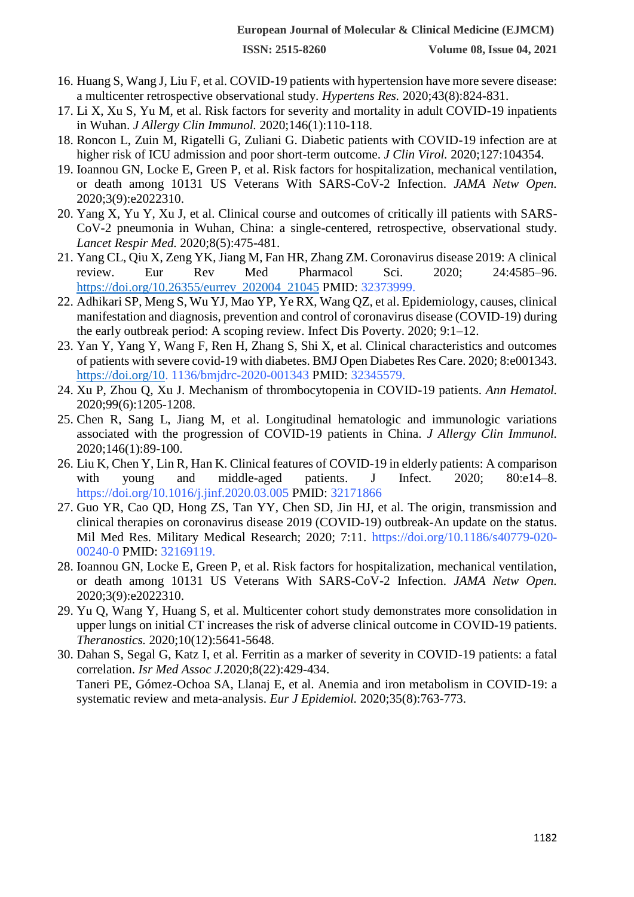16. Huang S, Wang J, Liu F, et al. COVID-19 patients with hypertension have more severe disease: a multicenter retrospective observational study. *Hypertens Res.* 2020;43(8):824-831.
17. Li X, Xu S, Yu M, et al. Risk factors for severity and mortality in adult COVID-19 inpatients in Wuhan. *J Allergy Clin Immunol.* 2020;146(1):110-118.
18. Roncon L, Zuin M, Rigatelli G, Zuliani G. Diabetic patients with COVID-19 infection are at higher risk of ICU admission and poor short-term outcome. *J Clin Virol.* 2020;127:104354.
19. Ioannou GN, Locke E, Green P, et al. Risk factors for hospitalization, mechanical ventilation, or death among 10131 US Veterans With SARS-CoV-2 Infection. *JAMA Netw Open.* 2020;3(9):e2022310.
20. Yang X, Yu Y, Xu J, et al. Clinical course and outcomes of critically ill patients with SARS-CoV-2 pneumonia in Wuhan, China: a single-centered, retrospective, observational study. *Lancet Respir Med.* 2020;8(5):475-481.
21. Yang CL, Qiu X, Zeng YK, Jiang M, Fan HR, Zhang ZM. Coronavirus disease 2019: A clinical review. Eur Rev Med Pharmacol Sci. 2020; 24:4585–96. https://doi.org/10.26355/eurrev_202004_21045 PMID: 32373999.
22. Adhikari SP, Meng S, Wu YJ, Mao YP, Ye RX, Wang QZ, et al. Epidemiology, causes, clinical manifestation and diagnosis, prevention and control of coronavirus disease (COVID-19) during the early outbreak period: A scoping review. Infect Dis Poverty. 2020; 9:1–12.
23. Yan Y, Yang Y, Wang F, Ren H, Zhang S, Shi X, et al. Clinical characteristics and outcomes of patients with severe covid-19 with diabetes. BMJ Open Diabetes Res Care. 2020; 8:e001343. https://doi.org/10. 1136/bmjdrc-2020-001343 PMID: 32345579.
24. Xu P, Zhou Q, Xu J. Mechanism of thrombocytopenia in COVID-19 patients. *Ann Hematol.* 2020;99(6):1205-1208.
25. Chen R, Sang L, Jiang M, et al. Longitudinal hematologic and immunologic variations associated with the progression of COVID-19 patients in China. *J Allergy Clin Immunol.* 2020;146(1):89-100.
26. Liu K, Chen Y, Lin R, Han K. Clinical features of COVID-19 in elderly patients: A comparison with young and middle-aged patients. J Infect. 2020; 80:e14–8. https://doi.org/10.1016/j.jinf.2020.03.005 PMID: 32171866
27. Guo YR, Cao QD, Hong ZS, Tan YY, Chen SD, Jin HJ, et al. The origin, transmission and clinical therapies on coronavirus disease 2019 (COVID-19) outbreak-An update on the status. Mil Med Res. Military Medical Research; 2020; 7:11. https://doi.org/10.1186/s40779-020-00240-0 PMID: 32169119.
28. Ioannou GN, Locke E, Green P, et al. Risk factors for hospitalization, mechanical ventilation, or death among 10131 US Veterans With SARS-CoV-2 Infection. *JAMA Netw Open.* 2020;3(9):e2022310.
29. Yu Q, Wang Y, Huang S, et al. Multicenter cohort study demonstrates more consolidation in upper lungs on initial CT increases the risk of adverse clinical outcome in COVID-19 patients. *Theranostics.* 2020;10(12):5641-5648.
30. Dahan S, Segal G, Katz I, et al. Ferritin as a marker of severity in COVID-19 patients: a fatal correlation. *Isr Med Assoc J.*2020;8(22):429-434.
    Taneri PE, Gómez-Ochoa SA, Llanaj E, et al. Anemia and iron metabolism in COVID-19: a systematic review and meta-analysis. *Eur J Epidemiol.* 2020;35(8):763-773.